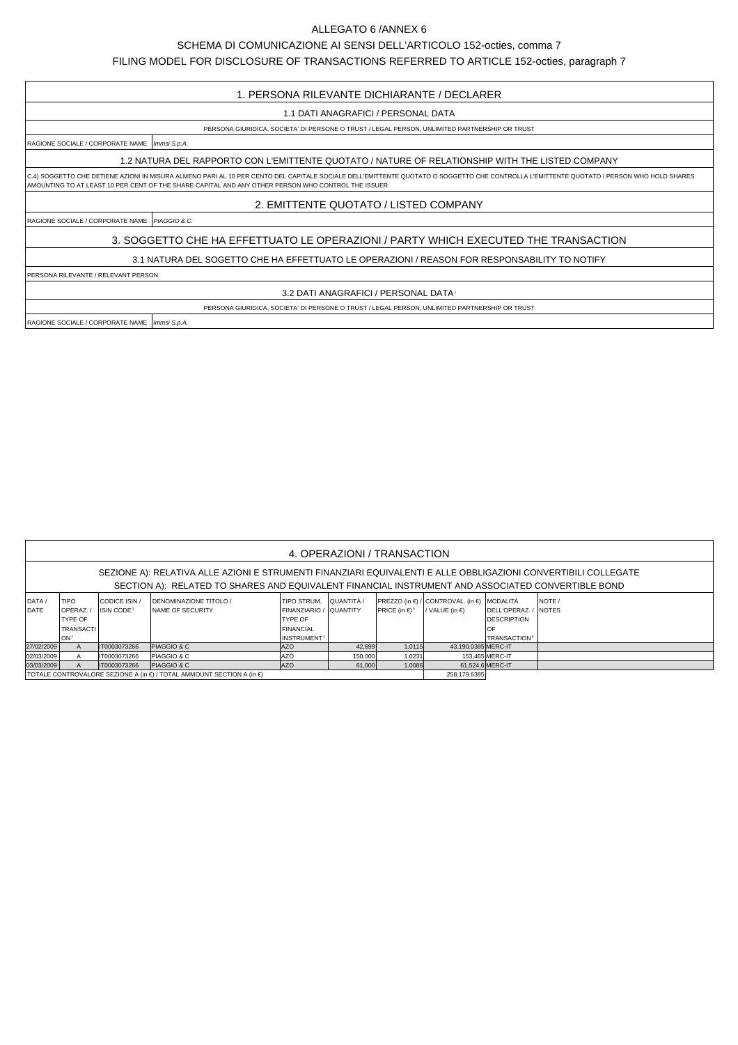ALLEGATO 6 /ANNEX 6

SCHEMA DI COMUNICAZIONE AI SENSI DELL'ARTICOLO 152-octies, comma 7

FILING MODEL FOR DISCLOSURE OF TRANSACTIONS REFERRED TO ARTICLE 152-octies, paragraph 7

## 1. PERSONA RILEVANTE DICHIARANTE / DECLARER

### 1.1 DATI ANAGRAFICI / PERSONAL DATA

PERSONA GIURIDICA, SOCIETA' DI PERSONE O TRUST / LEGAL PERSON, UNLIMITED PARTNERSHIP OR TRUST

RAGIONE SOCIALE / CORPORATE NAME *Immsi S.p.A.*

### 1.2 NATURA DEL RAPPORTO CON L'EMITTENTE QUOTATO / NATURE OF RELATIONSHIP WITH THE LISTED COMPANY

C.4) SOGGETTO CHE DETIENE AZIONI IN MISURA ALMENO PARI AL 10 PER CENTO DEL CAPITALE SOCIALE DELL'EMITTENTE QUOTATO O SOGGETTO CHE CONTROLLA L'EMITTENTE QUOTATO / PERSON WHO HOLD SHARES AMOUNTING TO AT LEAST 10 PER CENT OF THE SHARE CAPITAL AND ANY OTHER PERSON WHO CONTROL THE ISSUER

## 2. EMITTENTE QUOTATO / LISTED COMPANY

RAGIONE SOCIALE / CORPORATE NAME *PIAGGIO & C.*

## 3. SOGGETTO CHE HA EFFETTUATO LE OPERAZIONI / PARTY WHICH EXECUTED THE TRANSACTION

### 3.1 NATURA DEL SOGETTO CHE HA EFFETTUATO LE OPERAZIONI / REASON FOR RESPONSABILITY TO NOTIFY

PERSONA RILEVANTE / RELEVANT PERSON

### 3.2 DATI ANAGRAFICI / PERSONAL DATA[1]

PERSONA GIURIDICA, SOCIETA' DI PERSONE O TRUST / LEGAL PERSON, UNLIMITED PARTNERSHIP OR TRUST

RAGIONE SOCIALE / CORPORATE NAME *Immsi S.p.A.*

## 4. OPERAZIONI / TRANSACTION

SEZIONE A): RELATIVA ALLE AZIONI E STRUMENTI FINANZIARI EQUIVALENTI E ALLE OBBLIGAZIONI CONVERTIBILI COLLEGATE
SECTION A): RELATED TO SHARES AND EQUIVALENT FINANCIAL INSTRUMENT AND ASSOCIATED CONVERTIBLE BOND

| DATA / DATE | TIPO OPERAZ. / TYPE OF TRANSACTION[2] | CODICE ISIN / ISIN CODE[3] | DENOMINAZIONE TITOLO / NAME OF SECURITY | TIPO STRUM. FINANZIARIO / TYPE OF FINANCIAL INSTRUMENT[4] | QUANTITÀ / QUANTITY | PREZZO (in €) / PRICE (in €)[5] | CONTROVAL. (in €) / VALUE (in €) | MODALITÀ DELL'OPERAZ. / DESCRIPTION OF TRANSACTION[6] | NOTE / NOTES |
|---|---|---|---|---|---|---|---|---|---|
| 27/02/2009 | A | IT0003073266 | PIAGGIO & C | AZO | 42,699 | 1.0115 | 43,190.0385 | MERC-IT | |
| 02/03/2009 | A | IT0003073266 | PIAGGIO & C | AZO | 150,000 | 1.0231 | 153,465 | MERC-IT | |
| 03/03/2009 | A | IT0003073266 | PIAGGIO & C | AZO | 61,000 | 1.0086 | 61,524.6 | MERC-IT | |
| TOTALE CONTROVALORE SEZIONE A (in €) / TOTAL AMMOUNT SECTION A (in €) | | | | | | | 258,179.6385 | | |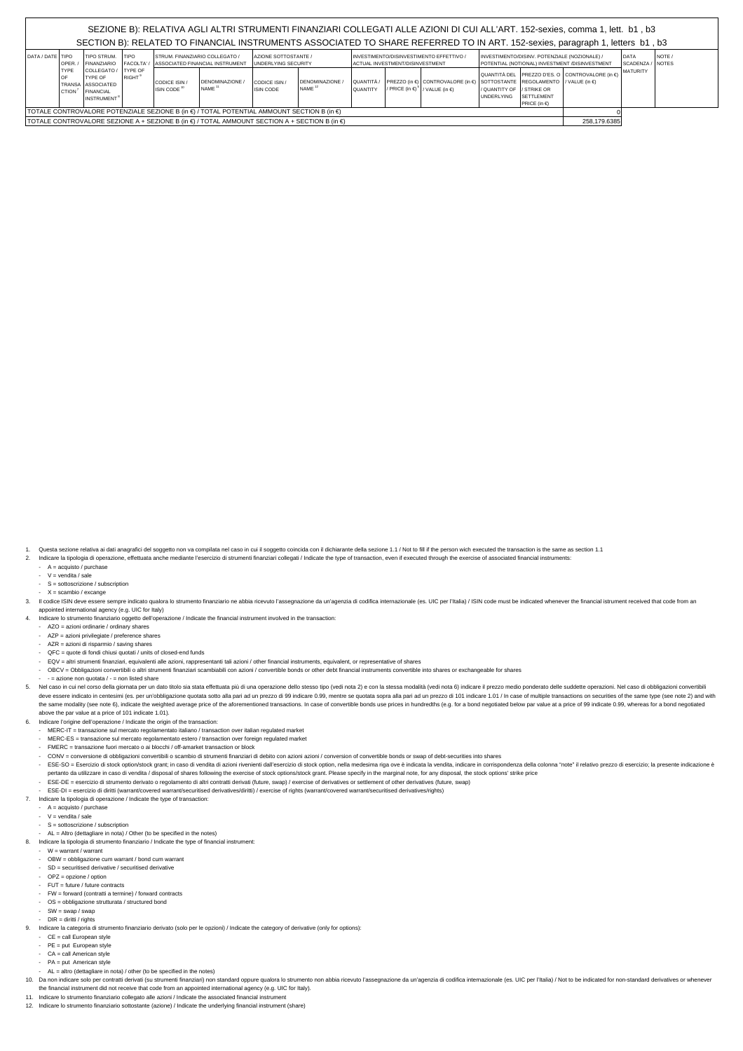## SEZIONE B): RELATIVA AGLI ALTRI STRUMENTI FINANZIARI COLLEGATI ALLE AZIONI DI CUI ALL'ART. 152-sexies, comma 1, lett. b1 , b3

## SECTION B): RELATED TO FINANCIAL INSTRUMENTS ASSOCIATED TO SHARE REFERRED TO IN ART. 152-sexies, paragraph 1, letters b1 , b3

| DATA / DATE | TIPO OPER. / TYPE OF TRANSACTION [7] | TIPO STRUM. FINANZIARIO COLLEGATO / TYPE OF ASSOCIATED FINANCIAL INSTRUMENT [8] | TIPO FACOLTA' / TYPE OF RIGHT [9] | STRUM. FINANZIARIO COLLEGATO / ASSOCIATED FINANCIAL INSTRUMENT | | AZIONE SOTTOSTANTE / UNDERLYING SECURITY | | INVESTIMENTO/DISINVESTIMENTO EFFETTIVO / ACTUAL INVESTMENT/DISINVESTMENT | | | INVESTIMENTO/DISINV. POTENZIALE (NOZIONALE) / POTENTIAL (NOTIONAL) INVESTMENT /DISINVESTMENT | | | DATA SCADENZA / MATURITY | NOTE / NOTES |
|---|---|---|---|---|---|---|---|---|---|---|---|---|---|---|---|
| | | | | CODICE ISIN / ISIN CODE [10] | DENOMINAZIONE / NAME [11] | CODICE ISIN / ISIN CODE | DENOMINAZIONE / NAME [12] | QUANTITÀ / QUANTITY | PREZZO (in €) / PRICE (in €) [5] | CONTROVALORE (in €) / VALUE (in €) | QUANTITÀ DEL SOTTOSTANTE / QUANTITY OF UNDERLYING | PREZZO D'ES. O REGOLAMENTO / STRIKE OR SETTLEMENT PRICE (in €) | CONTROVALORE (in €) / VALUE (in €) | | |
| TOTALE CONTROVALORE POTENZIALE SEZIONE B (in €) / TOTAL POTENTIAL AMMOUNT SECTION B (in €) | | | | | | | | | | | | | 0 | | |
| TOTALE CONTROVALORE SEZIONE A + SEZIONE B (in €) / TOTAL AMMOUNT SECTION A + SECTION B (in €) | | | | | | | | | | | | | 258,179.6385 | | |

1. Questa sezione relativa ai dati anagrafici del soggetto non va compilata nel caso in cui il soggetto coincida con il dichiarante della sezione 1.1 / Not to fill if the person wich executed the transaction is the same as section 1.1
2. Indicare la tipologia di operazione, effettuata anche mediante l'esercizio di strumenti finanziari collegati / Indicate the type of transaction, even if executed through the exercise of associated financial instruments:
   - A = acquisto / purchase
   - V = vendita / sale
   - S = sottoscrizione / subscription
   - X = scambio / excange
3. Il codice ISIN deve essere sempre indicato qualora lo strumento finanziario ne abbia ricevuto l'assegnazione da un'agenzia di codifica internazionale (es. UIC per l'Italia) / ISIN code must be indicated whenever the financial istrument received that code from an appointed international agency (e.g. UIC for Italy)
4. Indicare lo strumento finanziario oggetto dell'operazione / Indicate the financial instrument involved in the transaction:
   - AZO = azioni ordinarie / ordinary shares
   - AZP = azioni privilegiate / preference shares
   - AZR = azioni di risparmio / saving shares
   - QFC = quote di fondi chiusi quotati / units of closed-end funds
   - EQV = altri strumenti finanziari, equivalenti alle azioni, rappresentanti tali azioni / other financial instruments, equivalent, or representative of shares
   - OBCV = Obbligazioni convertibili o altri strumenti finanziari scambiabili con azioni / convertible bonds or other debt financial instruments convertible into shares or exchangeable for shares
   - - = azione non quotata / - = non listed share
5. Nel caso in cui nel corso della giornata per un dato titolo sia stata effettuata più di una operazione dello stesso tipo (vedi nota 2) e con la stessa modalità (vedi nota 6) indicare il prezzo medio ponderato delle suddette operazioni. Nel caso di obbligazioni convertibili deve essere indicato in centesimi (es. per un'obbligazione quotata sotto alla pari ad un prezzo di 99 indicare 0.99, mentre se quotata sopra alla pari ad un prezzo di 101 indicare 1.01 / In case of multiple transactions on securities of the same type (see note 2) and with the same modality (see note 6), indicate the weighted average price of the aforementioned transactions. In case of convertible bonds use prices in hundredths (e.g. for a bond negotiated below par value at a price of 99 indicate 0.99, whereas for a bond negotiated above the par value at a price of 101 indicate 1.01).
6. Indicare l'origine dell'operazione / Indicate the origin of the transaction:
   - MERC-IT = transazione sul mercato regolamentato italiano / transaction over italian regulated market
   - MERC-ES = transazione sul mercato regolamentato estero / transaction over foreign regulated market
   - FMERC = transazione fuori mercato o ai blocchi / off-amarket transaction or block
   - CONV = conversione di obbligazioni convertibili o scambio di strumenti finanziari di debito con azioni azioni / conversion of convertible bonds or swap of debt-securities into shares
   - ESE-SO = Esercizio di stock option/stock grant; in caso di vendita di azioni rivenienti dall'esercizio di stock option, nella medesima riga ove è indicata la vendita, indicare in corrispondenza della colonna "note" il relativo prezzo di esercizio; la presente indicazione è pertanto da utilizzare in caso di vendita / disposal of shares following the exercise of stock options/stock grant. Please specify in the marginal note, for any disposal, the stock options' strike price
   - ESE-DE = esercizio di strumento derivato o regolamento di altri contratti derivati (future, swap) / exercise of derivatives or settlement of other derivatives (future, swap)
   - ESE-DI = esercizio di diritti (warrant/covered warrant/securitised derivatives/diritti) / exercise of rights (warrant/covered warrant/securitised derivatives/rights)
7. Indicare la tipologia di operazione / Indicate the type of transaction:
   - A = acquisto / purchase
   - V = vendita / sale
   - S = sottoscrizione / subscription
   - AL = Altro (dettagliare in nota) / Other (to be specified in the notes)
8. Indicare la tipologia di strumento finanziario / Indicate the type of financial instrument:
   - W = warrant / warrant
   - OBW = obbligazione cum warrant / bond cum warrant
   - SD = securitised derivative / securitised derivative
   - OPZ = opzione / option
   - FUT = future / future contracts
   - FW = forward (contratti a termine) / forward contracts
   - OS = obbligazione strutturata / structured bond
   - SW = swap / swap
   - DIR = diritti / rights
9. Indicare la categoria di strumento finanziario derivato (solo per le opzioni) / Indicate the category of derivative (only for options):
   - CE = call European style
   - PE = put European style
   - CA = call American style
   - PA = put American style
   - AL = altro (dettagliare in nota) / other (to be specified in the notes)
10. Da non indicare solo per contratti derivati (su strumenti finanziari) non standard oppure qualora lo strumento non abbia ricevuto l'assegnazione da un'agenzia di codifica internazionale (es. UIC per l'Italia) / Not to be indicated for non-standard derivatives or whenever the financial instrument did not receive that code from an appointed international agency (e.g. UIC for Italy).
11. Indicare lo strumento finanziario collegato alle azioni / Indicate the associated financial instrument
12. Indicare lo strumento finanziario sottostante (azione) / Indicate the underlying financial instrument (share)